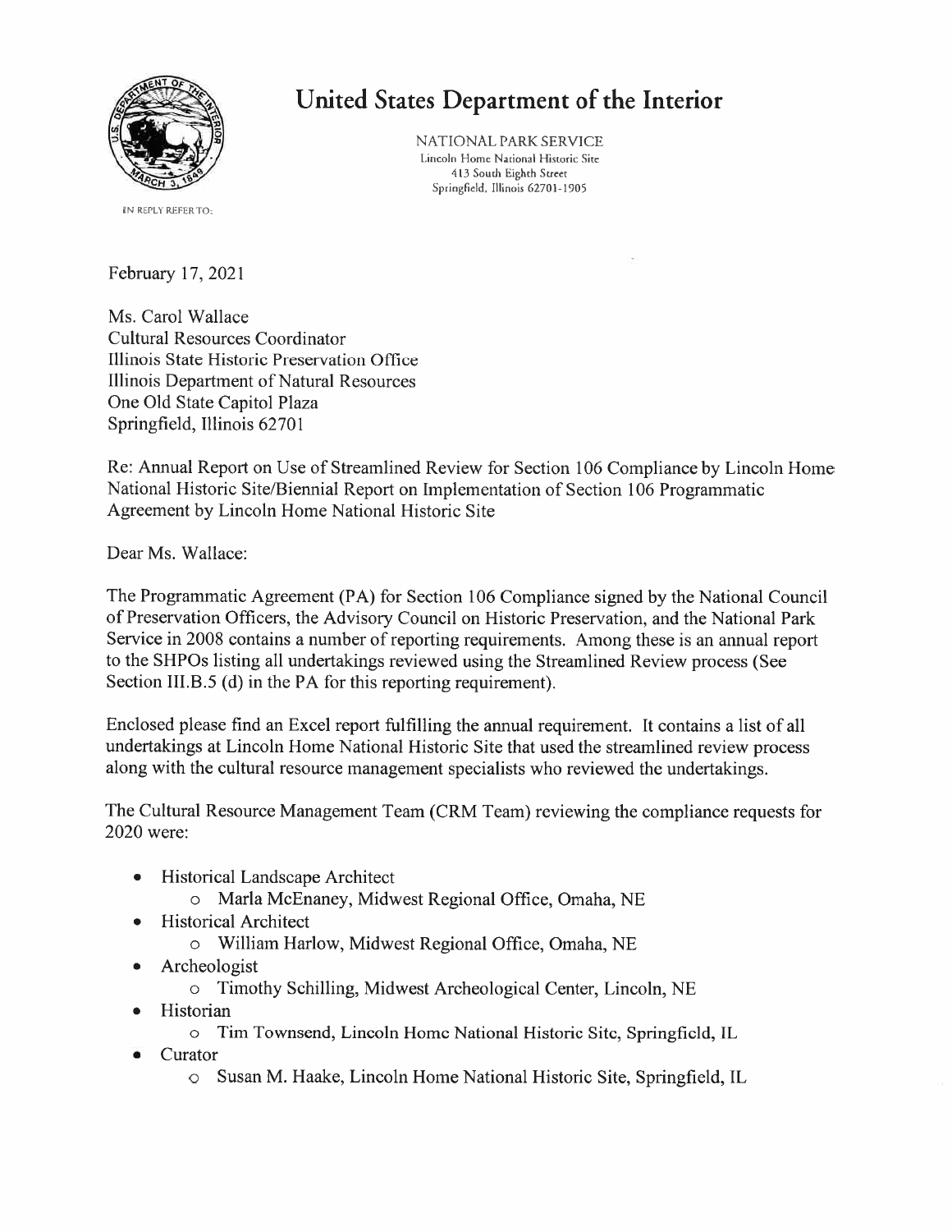# United States Department of the Interior

NATIONAL PARK SERVICE
Lincoln Home National Historic Site
413 South Eighth Street
Springfield, Illinois 62701-1905

IN REPLY REFER TO:

February 17, 2021

Ms. Carol Wallace
Cultural Resources Coordinator
Illinois State Historic Preservation Office
Illinois Department of Natural Resources
One Old State Capitol Plaza
Springfield, Illinois 62701

Re: Annual Report on Use of Streamlined Review for Section 106 Compliance by Lincoln Home National Historic Site/Biennial Report on Implementation of Section 106 Programmatic Agreement by Lincoln Home National Historic Site

Dear Ms. Wallace:

The Programmatic Agreement (PA) for Section 106 Compliance signed by the National Council of Preservation Officers, the Advisory Council on Historic Preservation, and the National Park Service in 2008 contains a number of reporting requirements. Among these is an annual report to the SHPOs listing all undertakings reviewed using the Streamlined Review process (See Section III.B.5 (d) in the PA for this reporting requirement).

Enclosed please find an Excel report fulfilling the annual requirement. It contains a list of all undertakings at Lincoln Home National Historic Site that used the streamlined review process along with the cultural resource management specialists who reviewed the undertakings.

The Cultural Resource Management Team (CRM Team) reviewing the compliance requests for 2020 were:

- Historical Landscape Architect
  - Marla McEnaney, Midwest Regional Office, Omaha, NE
- Historical Architect
  - William Harlow, Midwest Regional Office, Omaha, NE
- Archeologist
  - Timothy Schilling, Midwest Archeological Center, Lincoln, NE
- Historian
  - Tim Townsend, Lincoln Home National Historic Site, Springfield, IL
- Curator
  - Susan M. Haake, Lincoln Home National Historic Site, Springfield, IL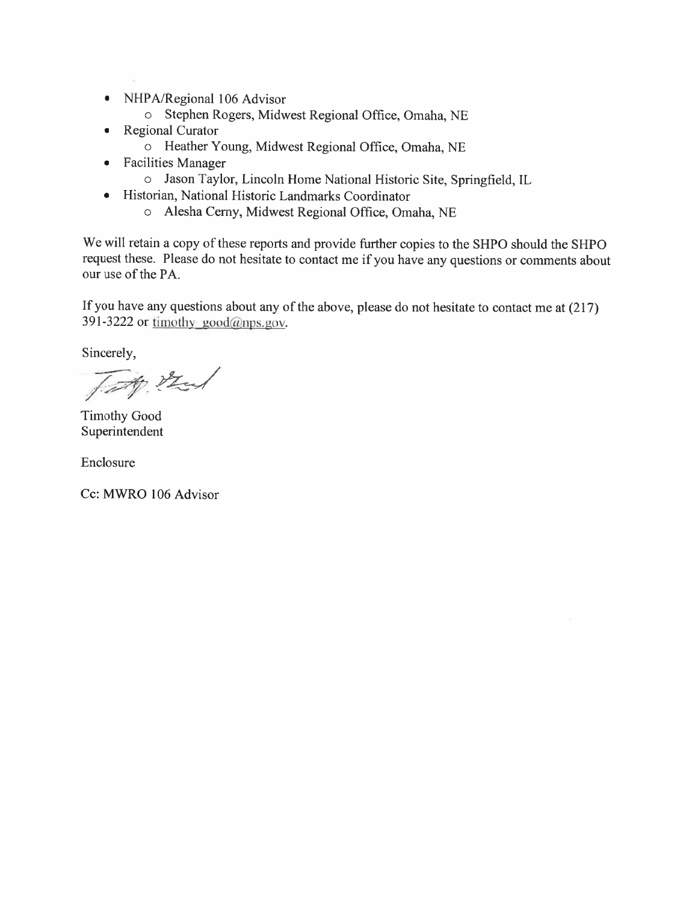- NHPA/Regional 106 Advisor
    - Stephen Rogers, Midwest Regional Office, Omaha, NE
- Regional Curator
    - Heather Young, Midwest Regional Office, Omaha, NE
- Facilities Manager
    - Jason Taylor, Lincoln Home National Historic Site, Springfield, IL
- Historian, National Historic Landmarks Coordinator
    - Alesha Cerny, Midwest Regional Office, Omaha, NE

We will retain a copy of these reports and provide further copies to the SHPO should the SHPO request these. Please do not hesitate to contact me if you have any questions or comments about our use of the PA.

If you have any questions about any of the above, please do not hesitate to contact me at (217) 391-3222 or timothy_good@nps.gov.

Sincerely,

Timothy Good
Superintendent

Enclosure

Cc: MWRO 106 Advisor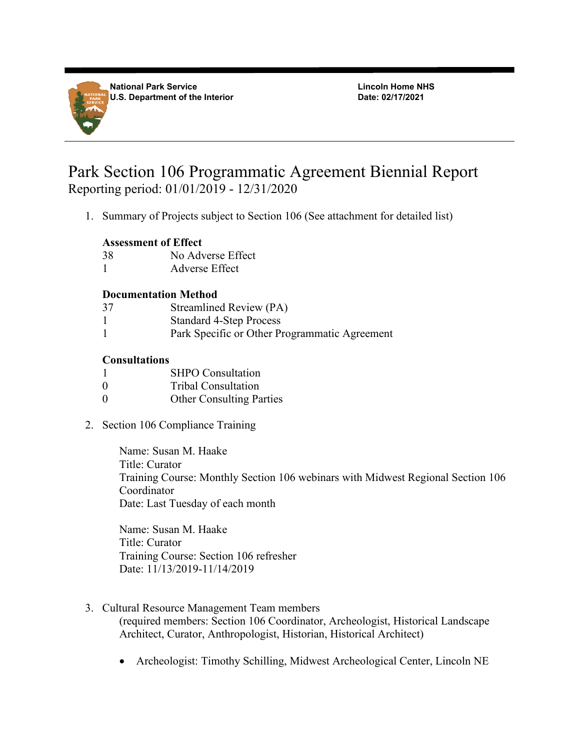National Park Service
U.S. Department of the Interior

Lincoln Home NHS
Date: 02/17/2021

# Park Section 106 Programmatic Agreement Biennial Report

Reporting period: 01/01/2019 - 12/31/2020

1. Summary of Projects subject to Section 106 (See attachment for detailed list)

   **Assessment of Effect**

   | | |
   |---|---|
   | 38 | No Adverse Effect |
   | 1 | Adverse Effect |

   **Documentation Method**

   | | |
   |---|---|
   | 37 | Streamlined Review (PA) |
   | 1 | Standard 4-Step Process |
   | 1 | Park Specific or Other Programmatic Agreement |

   **Consultations**

   | | |
   |---|---|
   | 1 | SHPO Consultation |
   | 0 | Tribal Consultation |
   | 0 | Other Consulting Parties |

2. Section 106 Compliance Training

   Name: Susan M. Haake
   Title: Curator
   Training Course: Monthly Section 106 webinars with Midwest Regional Section 106 Coordinator
   Date: Last Tuesday of each month

   Name: Susan M. Haake
   Title: Curator
   Training Course: Section 106 refresher
   Date: 11/13/2019-11/14/2019

3. Cultural Resource Management Team members
   (required members: Section 106 Coordinator, Archeologist, Historical Landscape Architect, Curator, Anthropologist, Historian, Historical Architect)

   - Archeologist: Timothy Schilling, Midwest Archeological Center, Lincoln NE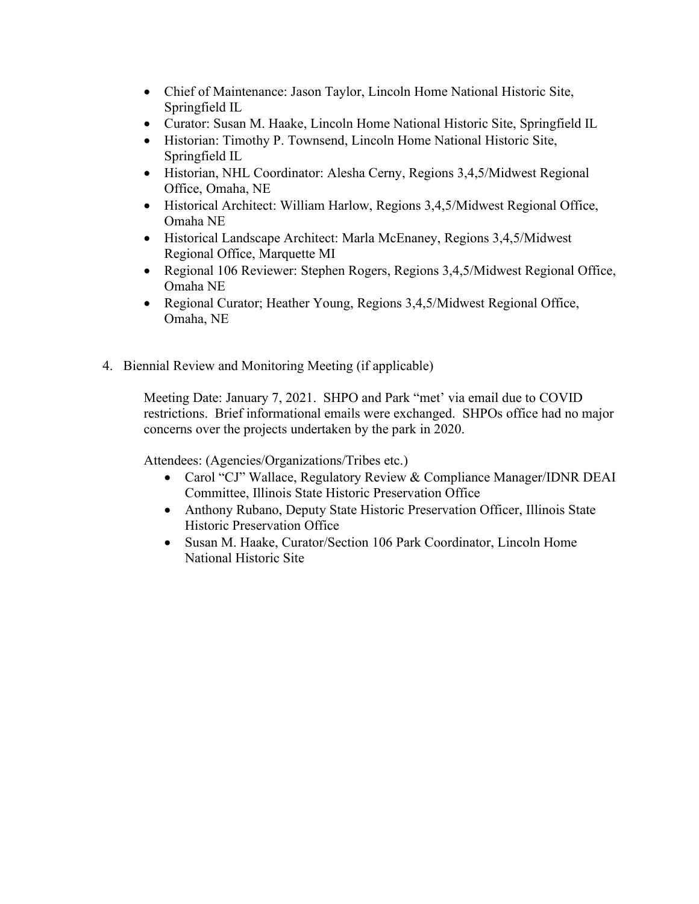- Chief of Maintenance: Jason Taylor, Lincoln Home National Historic Site, Springfield IL
- Curator: Susan M. Haake, Lincoln Home National Historic Site, Springfield IL
- Historian: Timothy P. Townsend, Lincoln Home National Historic Site, Springfield IL
- Historian, NHL Coordinator: Alesha Cerny, Regions 3,4,5/Midwest Regional Office, Omaha, NE
- Historical Architect: William Harlow, Regions 3,4,5/Midwest Regional Office, Omaha NE
- Historical Landscape Architect: Marla McEnaney, Regions 3,4,5/Midwest Regional Office, Marquette MI
- Regional 106 Reviewer: Stephen Rogers, Regions 3,4,5/Midwest Regional Office, Omaha NE
- Regional Curator; Heather Young, Regions 3,4,5/Midwest Regional Office, Omaha, NE

4. Biennial Review and Monitoring Meeting (if applicable)

   Meeting Date: January 7, 2021. SHPO and Park "met' via email due to COVID restrictions. Brief informational emails were exchanged. SHPOs office had no major concerns over the projects undertaken by the park in 2020.

   Attendees: (Agencies/Organizations/Tribes etc.)

   - Carol "CJ" Wallace, Regulatory Review & Compliance Manager/IDNR DEAI Committee, Illinois State Historic Preservation Office
   - Anthony Rubano, Deputy State Historic Preservation Officer, Illinois State Historic Preservation Office
   - Susan M. Haake, Curator/Section 106 Park Coordinator, Lincoln Home National Historic Site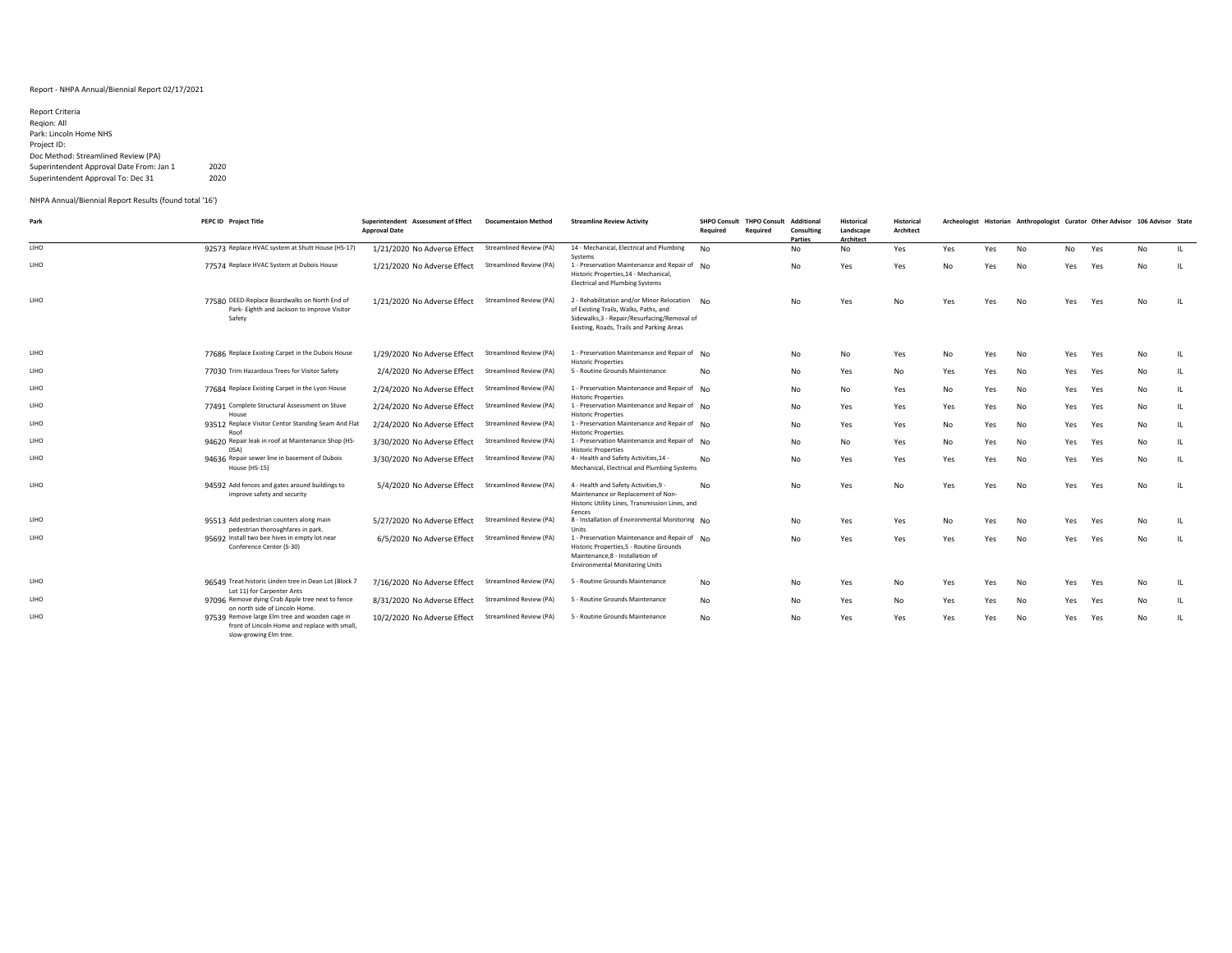Report - NHPA Annual/Biennial Report 02/17/2021

Report Criteria
Reqion: All
Park: Lincoln Home NHS
Project ID:
Doc Method: Streamlined Review (PA)
Superintendent Approval Date From: Jan 1 2020
Superintendent Approval To: Dec 31 2020

NHPA Annual/Biennial Report Results (found total '16')

| Park | PEPC ID | Project Title | Superintendent Approval Date | Assessment of Effect | Documentaion Method | Streamline Review Activity | SHPO Consult Required | THPO Consult Required | Additional Consulting Parties | Historical Landscape Architect | Historical Architect | Archeologist | Historian | Anthropologist | Curator | Other Advisor | 106 Advisor | State |
|---|---|---|---|---|---|---|---|---|---|---|---|---|---|---|---|---|---|---|
| LIHO | 92573 | Replace HVAC system at Shutt House (HS-17) | 1/21/2020 | No Adverse Effect | Streamlined Review (PA) | 14 - Mechanical, Electrical and Plumbing Systems | No | | No | No | Yes | Yes | Yes | No | No | Yes | No | IL |
| LIHO | 77574 | Replace HVAC System at Dubois House | 1/21/2020 | No Adverse Effect | Streamlined Review (PA) | 1 - Preservation Maintenance and Repair of Historic Properties,14 - Mechanical, Electrical and Plumbing Systems | No | | No | Yes | Yes | No | Yes | No | Yes | Yes | No | IL |
| LIHO | 77580 | DEED-Replace Boardwalks on North End of Park- Eighth and Jackson to Improve Visitor Safety | 1/21/2020 | No Adverse Effect | Streamlined Review (PA) | 2 - Rehabilitation and/or Minor Relocation of Existing Trails, Walks, Paths, and Sidewalks,3 - Repair/Resurfacing/Removal of Existing, Roads, Trails and Parking Areas | No | | No | Yes | No | Yes | Yes | No | Yes | Yes | No | IL |
| LIHO | 77686 | Replace Existing Carpet in the Dubois House | 1/29/2020 | No Adverse Effect | Streamlined Review (PA) | 1 - Preservation Maintenance and Repair of Historic Properties | No | | No | No | Yes | No | Yes | No | Yes | Yes | No | IL |
| LIHO | 77030 | Trim Hazardous Trees for Visitor Safety | 2/4/2020 | No Adverse Effect | Streamlined Review (PA) | 5 - Routine Grounds Maintenance | No | | No | Yes | No | Yes | Yes | No | Yes | Yes | No | IL |
| LIHO | 77684 | Replace Existing Carpet in the Lyon House | 2/24/2020 | No Adverse Effect | Streamlined Review (PA) | 1 - Preservation Maintenance and Repair of Historic Properties | No | | No | No | Yes | No | Yes | No | Yes | Yes | No | IL |
| LIHO | 77491 | Complete Structural Assessment on Stuve House | 2/24/2020 | No Adverse Effect | Streamlined Review (PA) | 1 - Preservation Maintenance and Repair of Historic Properties | No | | No | Yes | Yes | Yes | Yes | No | Yes | Yes | No | IL |
| LIHO | 93512 | Replace Visitor Center Standing Seam And Flat Roof | 2/24/2020 | No Adverse Effect | Streamlined Review (PA) | 1 - Preservation Maintenance and Repair of Historic Properties | No | | No | Yes | Yes | No | Yes | No | Yes | Yes | No | IL |
| LIHO | 94620 | Repair leak in roof at Maintenance Shop (HS-05A) | 3/30/2020 | No Adverse Effect | Streamlined Review (PA) | 1 - Preservation Maintenance and Repair of Historic Properties | No | | No | No | Yes | No | Yes | No | Yes | Yes | No | IL |
| LIHO | 94636 | Repair sewer line in basement of Dubois House (HS-15) | 3/30/2020 | No Adverse Effect | Streamlined Review (PA) | 4 - Health and Safety Activities,14 - Mechanical, Electrical and Plumbing Systems | No | | No | Yes | Yes | Yes | Yes | No | Yes | Yes | No | IL |
| LIHO | 94592 | Add fences and gates around buildings to improve safety and security | 5/4/2020 | No Adverse Effect | Streamlined Review (PA) | 4 - Health and Safety Activities,9 - Maintenance or Replacement of Non-Historic Utility Lines, Transmission Lines, and Fences | No | | No | Yes | No | Yes | Yes | No | Yes | Yes | No | IL |
| LIHO | 95513 | Add pedestrian counters along main pedestrian thoroughfares in park. | 5/27/2020 | No Adverse Effect | Streamlined Review (PA) | 8 - Installation of Environmental Monitoring Units | No | | No | Yes | Yes | No | Yes | No | Yes | Yes | No | IL |
| LIHO | 95692 | Install two bee hives in empty lot near Conference Center (S-30) | 6/5/2020 | No Adverse Effect | Streamlined Review (PA) | 1 - Preservation Maintenance and Repair of Historic Properties,5 - Routine Grounds Maintenance,8 - Installation of Environmental Monitoring Units | No | | No | Yes | Yes | Yes | Yes | No | Yes | Yes | No | IL |
| LIHO | 96549 | Treat historic Linden tree in Dean Lot (Block 7 Lot 11) for Carpenter Ants | 7/16/2020 | No Adverse Effect | Streamlined Review (PA) | 5 - Routine Grounds Maintenance | No | | No | Yes | No | Yes | Yes | No | Yes | Yes | No | IL |
| LIHO | 97096 | Remove dying Crab Apple tree next to fence on north side of Lincoln Home. | 8/31/2020 | No Adverse Effect | Streamlined Review (PA) | 5 - Routine Grounds Maintenance | No | | No | Yes | No | Yes | Yes | No | Yes | Yes | No | IL |
| LIHO | 97539 | Remove large Elm tree and wooden cage in front of Lincoln Home and replace with small, slow-growing Elm tree. | 10/2/2020 | No Adverse Effect | Streamlined Review (PA) | 5 - Routine Grounds Maintenance | No | | No | Yes | Yes | Yes | Yes | No | Yes | Yes | No | IL |